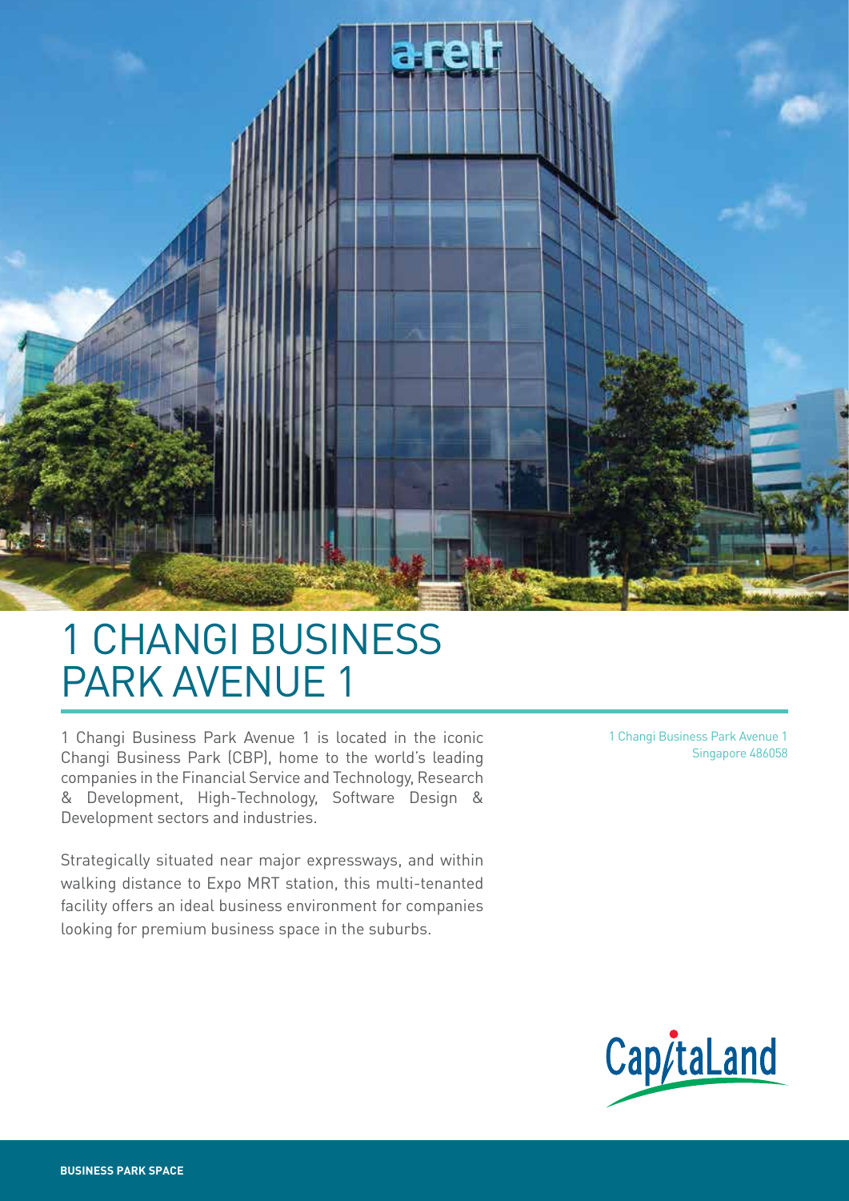# 1 CHANGI BUSINESS PARK AVENUE 1

1 Changi Business Park Avenue 1
Singapore 486058

1 Changi Business Park Avenue 1 is located in the iconic Changi Business Park (CBP), home to the world's leading companies in the Financial Service and Technology, Research & Development, High-Technology, Software Design & Development sectors and industries.

Strategically situated near major expressways, and within walking distance to Expo MRT station, this multi-tenanted facility offers an ideal business environment for companies looking for premium business space in the suburbs.

CapitaLand

**BUSINESS PARK SPACE**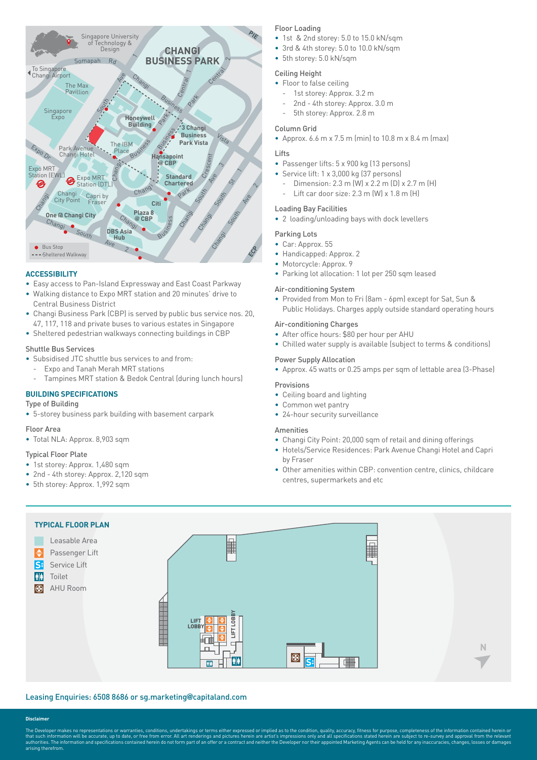Singapore University of Technology & Design

CHANGI BUSINESS PARK

To Singapore Changi Airport

The Max Pavillion

Singapore Expo

Honeywell Building

3 Changi Business Park Vista

Park Avenue Changi Hotel

The IBM Place

Hansapoint @ CBP

Expo MRT Station (EWL)

Expo MRT Station (DTL)

Standard Chartered

Changi City Point

Capri by Fraser

Citi

One @ Changi City

Plaza 8 @ CBP

DBS Asia Hub

Bus Stop

Sheltered Walkway

## ACCESSIBILITY

- Easy access to Pan-Island Expressway and East Coast Parkway
- Walking distance to Expo MRT station and 20 minutes' drive to Central Business District
- Changi Business Park (CBP) is served by public bus service nos. 20, 47, 117, 118 and private buses to various estates in Singapore
- Sheltered pedestrian walkways connecting buildings in CBP

### Shuttle Bus Services

- Subsidised JTC shuttle bus services to and from:
  - Expo and Tanah Merah MRT stations
  - Tampines MRT station & Bedok Central (during lunch hours)

## BUILDING SPECIFICATIONS

### Type of Building

- 5-storey business park building with basement carpark

### Floor Area

- Total NLA: Approx. 8,903 sqm

### Typical Floor Plate

- 1st storey: Approx. 1,480 sqm
- 2nd - 4th storey: Approx. 2,120 sqm
- 5th storey: Approx. 1,992 sqm

### Floor Loading

- 1st & 2nd storey: 5.0 to 15.0 kN/sqm
- 3rd & 4th storey: 5.0 to 10.0 kN/sqm
- 5th storey: 5.0 kN/sqm

### Ceiling Height

- Floor to false ceiling
  - 1st storey: Approx. 3.2 m
  - 2nd - 4th storey: Approx. 3.0 m
  - 5th storey: Approx. 2.8 m

### Column Grid

- Approx. 6.6 m x 7.5 m (min) to 10.8 m x 8.4 m (max)

### Lifts

- Passenger lifts: 5 x 900 kg (13 persons)
- Service lift: 1 x 3,000 kg (37 persons)
  - Dimension: 2.3 m (W) x 2.2 m (D) x 2.7 m (H)
  - Lift car door size: 2.3 m (W) x 1.8 m (H)

### Loading Bay Facilities

- 2 loading/unloading bays with dock levellers

### Parking Lots

- Car: Approx. 55
- Handicapped: Approx. 2
- Motorcycle: Approx. 9
- Parking lot allocation: 1 lot per 250 sqm leased

### Air-conditioning System

- Provided from Mon to Fri (8am - 6pm) except for Sat, Sun & Public Holidays. Charges apply outside standard operating hours

### Air-conditioning Charges

- After office hours: $80 per hour per AHU
- Chilled water supply is available (subject to terms & conditions)

### Power Supply Allocation

- Approx. 45 watts or 0.25 amps per sqm of lettable area (3-Phase)

### Provisions

- Ceiling board and lighting
- Common wet pantry
- 24-hour security surveillance

### Amenities

- Changi City Point: 20,000 sqm of retail and dining offerings
- Hotels/Service Residences: Park Avenue Changi Hotel and Capri by Fraser
- Other amenities within CBP: convention centre, clinics, childcare centres, supermarkets and etc

## TYPICAL FLOOR PLAN

- Leasable Area
- Passenger Lift
- Service Lift
- Toilet
- AHU Room

LIFT LOBBY

LIFT LOBBY

N

Leasing Enquiries: 6508 8686 or sg.marketing@capitaland.com

**Disclaimer**

The Developer makes no representations or warranties, conditions, undertakings or terms either expressed or implied as to the condition, quality, accuracy, fitness for purpose, completeness of the information contained herein or that such information will be accurate, up to date, or free from error. All art renderings and pictures herein are artist's impressions only and all specifications stated herein are subject to re-survey and approval from the relevant authorities. The information and specifications contained herein do not form part of an offer or a contract and neither the Developer nor their appointed Marketing Agents can be held for any inaccuracies, changes, losses or damages arising therefrom.